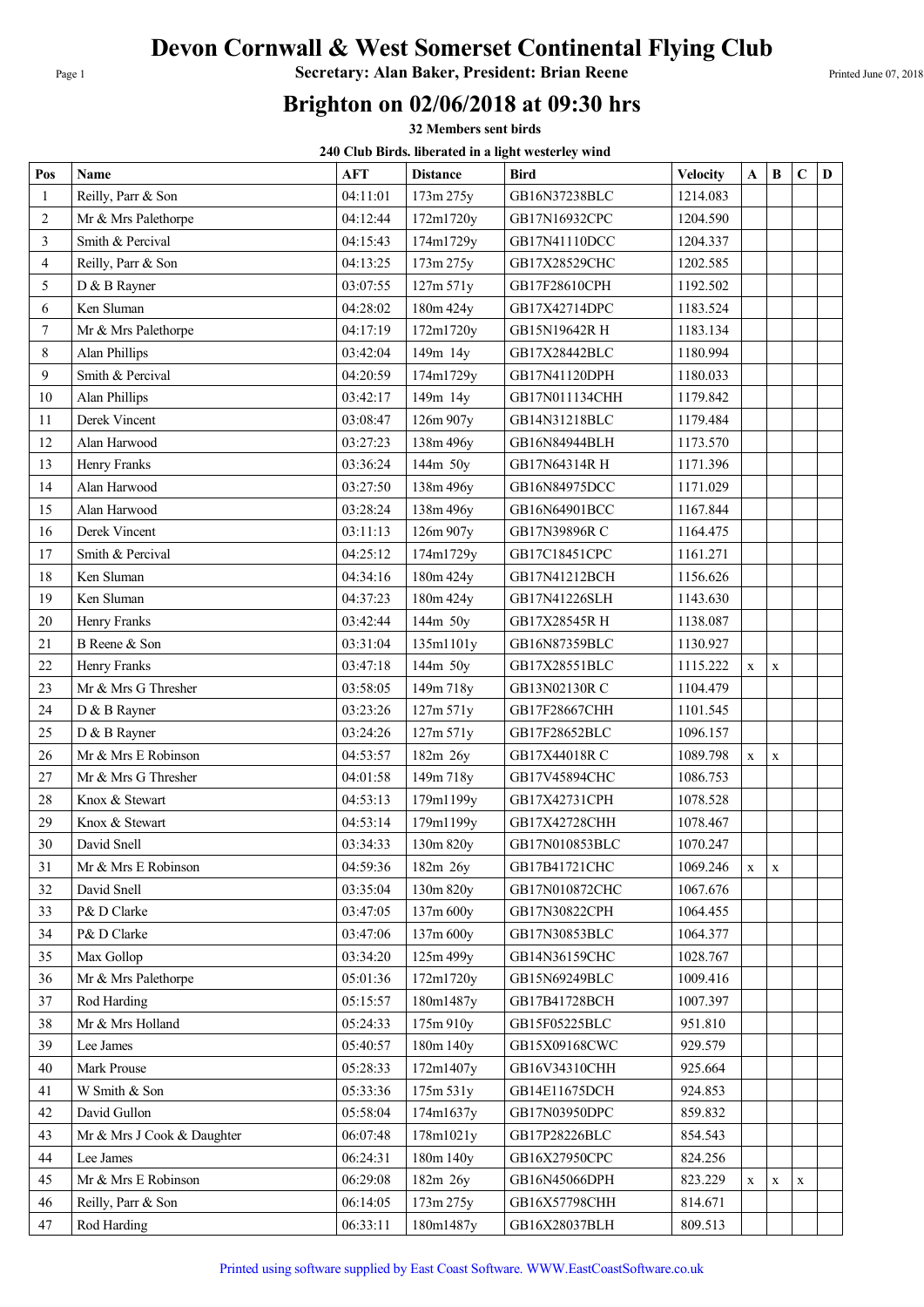# Devon Cornwall & West Somerset Continental Flying Club

**Secretary: Alan Baker, President: Brian Reene**

## Brighton on 02/06/2018 at 09:30 hrs

**32 Members sent birds**

**240 Club Birds. liberated in a light westerley wind**

| Pos | Name | AFT | Distance | Bird | Velocity | A | B | C | D |
|---|---|---|---|---|---|---|---|---|---|
| 1 | Reilly, Parr & Son | 04:11:01 | 173m 275y | GB16N37238BLC | 1214.083 | | | | |
| 2 | Mr & Mrs Palethorpe | 04:12:44 | 172m1720y | GB17N16932CPC | 1204.590 | | | | |
| 3 | Smith & Percival | 04:15:43 | 174m1729y | GB17N41110DCC | 1204.337 | | | | |
| 4 | Reilly, Parr & Son | 04:13:25 | 173m 275y | GB17X28529CHC | 1202.585 | | | | |
| 5 | D & B Rayner | 03:07:55 | 127m 571y | GB17F28610CPH | 1192.502 | | | | |
| 6 | Ken Sluman | 04:28:02 | 180m 424y | GB17X42714DPC | 1183.524 | | | | |
| 7 | Mr & Mrs Palethorpe | 04:17:19 | 172m1720y | GB15N19642R H | 1183.134 | | | | |
| 8 | Alan Phillips | 03:42:04 | 149m 14y | GB17X28442BLC | 1180.994 | | | | |
| 9 | Smith & Percival | 04:20:59 | 174m1729y | GB17N41120DPH | 1180.033 | | | | |
| 10 | Alan Phillips | 03:42:17 | 149m 14y | GB17N011134CHH | 1179.842 | | | | |
| 11 | Derek Vincent | 03:08:47 | 126m 907y | GB14N31218BLC | 1179.484 | | | | |
| 12 | Alan Harwood | 03:27:23 | 138m 496y | GB16N84944BLH | 1173.570 | | | | |
| 13 | Henry Franks | 03:36:24 | 144m 50y | GB17N64314R H | 1171.396 | | | | |
| 14 | Alan Harwood | 03:27:50 | 138m 496y | GB16N84975DCC | 1171.029 | | | | |
| 15 | Alan Harwood | 03:28:24 | 138m 496y | GB16N64901BCC | 1167.844 | | | | |
| 16 | Derek Vincent | 03:11:13 | 126m 907y | GB17N39896R C | 1164.475 | | | | |
| 17 | Smith & Percival | 04:25:12 | 174m1729y | GB17C18451CPC | 1161.271 | | | | |
| 18 | Ken Sluman | 04:34:16 | 180m 424y | GB17N41212BCH | 1156.626 | | | | |
| 19 | Ken Sluman | 04:37:23 | 180m 424y | GB17N41226SLH | 1143.630 | | | | |
| 20 | Henry Franks | 03:42:44 | 144m 50y | GB17X28545R H | 1138.087 | | | | |
| 21 | B Reene & Son | 03:31:04 | 135m1101y | GB16N87359BLC | 1130.927 | | | | |
| 22 | Henry Franks | 03:47:18 | 144m 50y | GB17X28551BLC | 1115.222 | x | x | | |
| 23 | Mr & Mrs G Thresher | 03:58:05 | 149m 718y | GB13N02130R C | 1104.479 | | | | |
| 24 | D & B Rayner | 03:23:26 | 127m 571y | GB17F28667CHH | 1101.545 | | | | |
| 25 | D & B Rayner | 03:24:26 | 127m 571y | GB17F28652BLC | 1096.157 | | | | |
| 26 | Mr & Mrs E Robinson | 04:53:57 | 182m 26y | GB17X44018R C | 1089.798 | x | x | | |
| 27 | Mr & Mrs G Thresher | 04:01:58 | 149m 718y | GB17V45894CHC | 1086.753 | | | | |
| 28 | Knox & Stewart | 04:53:13 | 179m1199y | GB17X42731CPH | 1078.528 | | | | |
| 29 | Knox & Stewart | 04:53:14 | 179m1199y | GB17X42728CHH | 1078.467 | | | | |
| 30 | David Snell | 03:34:33 | 130m 820y | GB17N010853BLC | 1070.247 | | | | |
| 31 | Mr & Mrs E Robinson | 04:59:36 | 182m 26y | GB17B41721CHC | 1069.246 | x | x | | |
| 32 | David Snell | 03:35:04 | 130m 820y | GB17N010872CHC | 1067.676 | | | | |
| 33 | P& D Clarke | 03:47:05 | 137m 600y | GB17N30822CPH | 1064.455 | | | | |
| 34 | P& D Clarke | 03:47:06 | 137m 600y | GB17N30853BLC | 1064.377 | | | | |
| 35 | Max Gollop | 03:34:20 | 125m 499y | GB14N36159CHC | 1028.767 | | | | |
| 36 | Mr & Mrs Palethorpe | 05:01:36 | 172m1720y | GB15N69249BLC | 1009.416 | | | | |
| 37 | Rod Harding | 05:15:57 | 180m1487y | GB17B41728BCH | 1007.397 | | | | |
| 38 | Mr & Mrs Holland | 05:24:33 | 175m 910y | GB15F05225BLC | 951.810 | | | | |
| 39 | Lee James | 05:40:57 | 180m 140y | GB15X09168CWC | 929.579 | | | | |
| 40 | Mark Prouse | 05:28:33 | 172m1407y | GB16V34310CHH | 925.664 | | | | |
| 41 | W Smith & Son | 05:33:36 | 175m 531y | GB14E11675DCH | 924.853 | | | | |
| 42 | David Gullon | 05:58:04 | 174m1637y | GB17N03950DPC | 859.832 | | | | |
| 43 | Mr & Mrs J Cook & Daughter | 06:07:48 | 178m1021y | GB17P28226BLC | 854.543 | | | | |
| 44 | Lee James | 06:24:31 | 180m 140y | GB16X27950CPC | 824.256 | | | | |
| 45 | Mr & Mrs E Robinson | 06:29:08 | 182m 26y | GB16N45066DPH | 823.229 | x | x | x | |
| 46 | Reilly, Parr & Son | 06:14:05 | 173m 275y | GB16X57798CHH | 814.671 | | | | |
| 47 | Rod Harding | 06:33:11 | 180m1487y | GB16X28037BLH | 809.513 | | | | |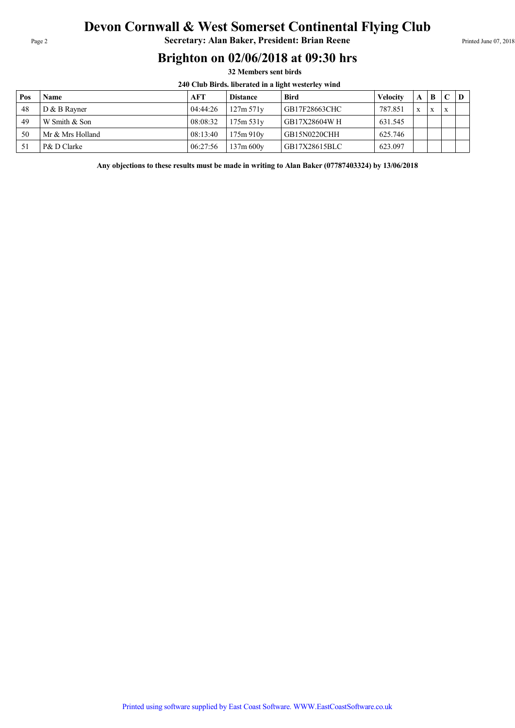# Devon Cornwall & West Somerset Continental Flying Club

**Secretary: Alan Baker, President: Brian Reene**

## Brighton on 02/06/2018 at 09:30 hrs

**32 Members sent birds**

**240 Club Birds. liberated in a light westerley wind**

| Pos | Name | AFT | Distance | Bird | Velocity | A | B | C | D |
|---|---|---|---|---|---|---|---|---|---|
| 48 | D & B Rayner | 04:44:26 | 127m 571y | GB17F28663CHC | 787.851 | x | x | x | |
| 49 | W Smith & Son | 08:08:32 | 175m 531y | GB17X28604W H | 631.545 | | | | |
| 50 | Mr & Mrs Holland | 08:13:40 | 175m 910y | GB15N0220CHH | 625.746 | | | | |
| 51 | P& D Clarke | 06:27:56 | 137m 600y | GB17X28615BLC | 623.097 | | | | |

**Any objections to these results must be made in writing to Alan Baker (07787403324) by 13/06/2018**

Printed using software supplied by East Coast Software. WWW.EastCoastSoftware.co.uk